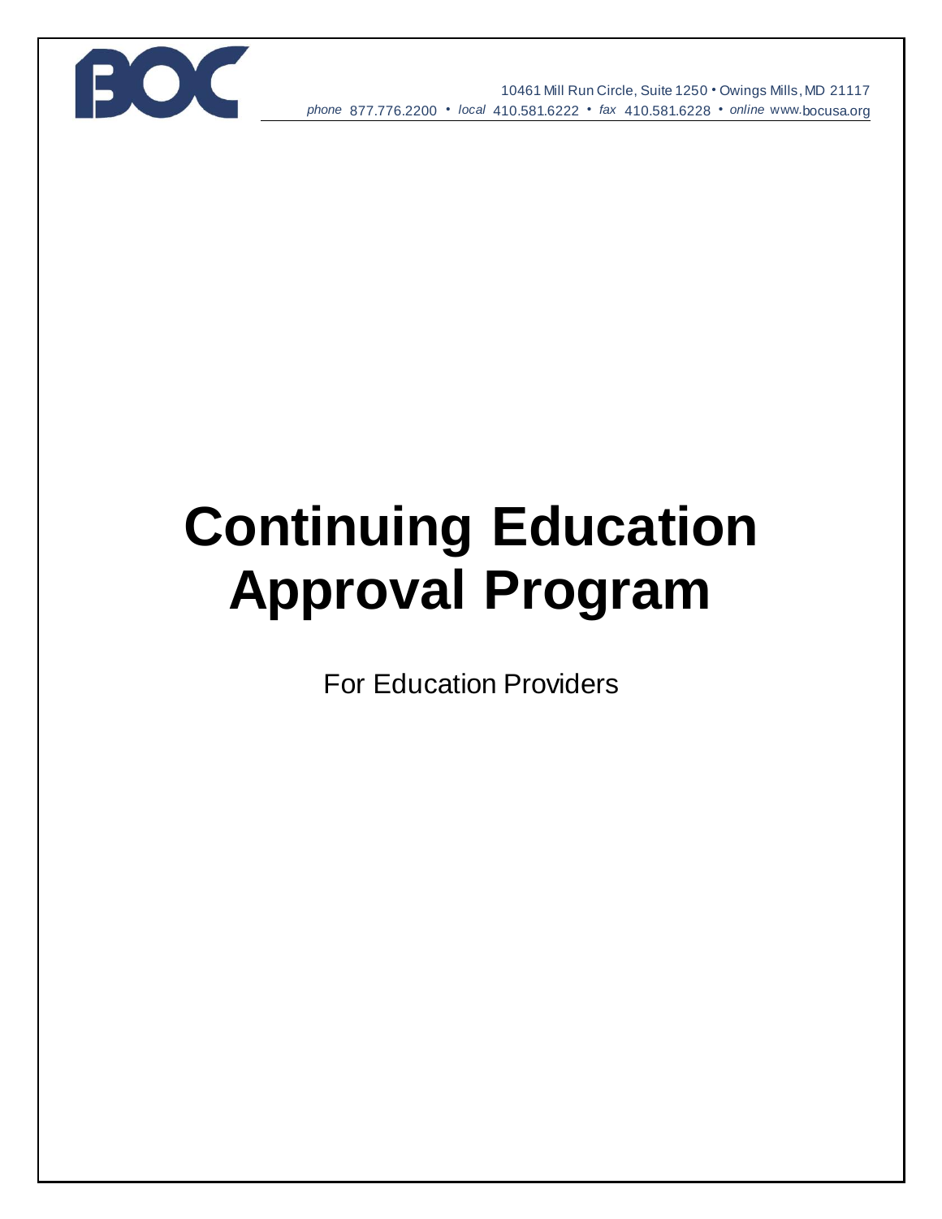BOC

10461 Mill Run Circle, Suite 1250 • Owings Mills, MD 21117
*phone* 877.776.2200 • *local* 410.581.6222 • *fax* 410.581.6228 • *online* www.bocusa.org

# Continuing Education Approval Program

For Education Providers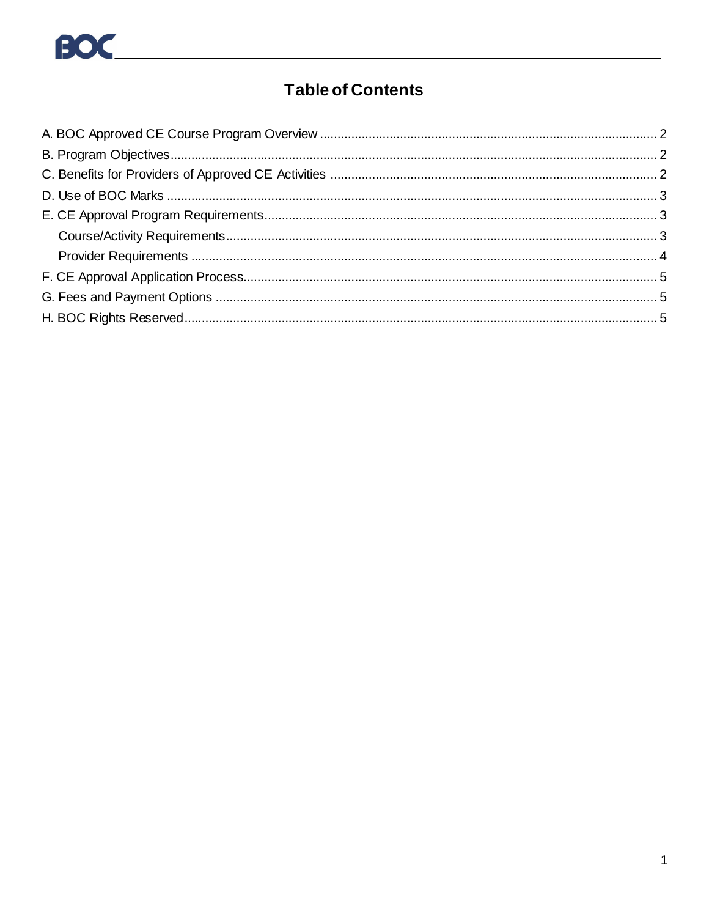# Table of Contents

A. BOC Approved CE Course Program Overview ........................................................ 2
B. Program Objectives ........................................................................................ 2
C. Benefits for Providers of Approved CE Activities ................................................ 2
D. Use of BOC Marks ......................................................................................... 3
E. CE Approval Program Requirements ................................................................. 3
    Course/Activity Requirements ........................................................................ 3
    Provider Requirements ................................................................................. 4
F. CE Approval Application Process ...................................................................... 5
G. Fees and Payment Options ............................................................................... 5
H. BOC Rights Reserved ...................................................................................... 5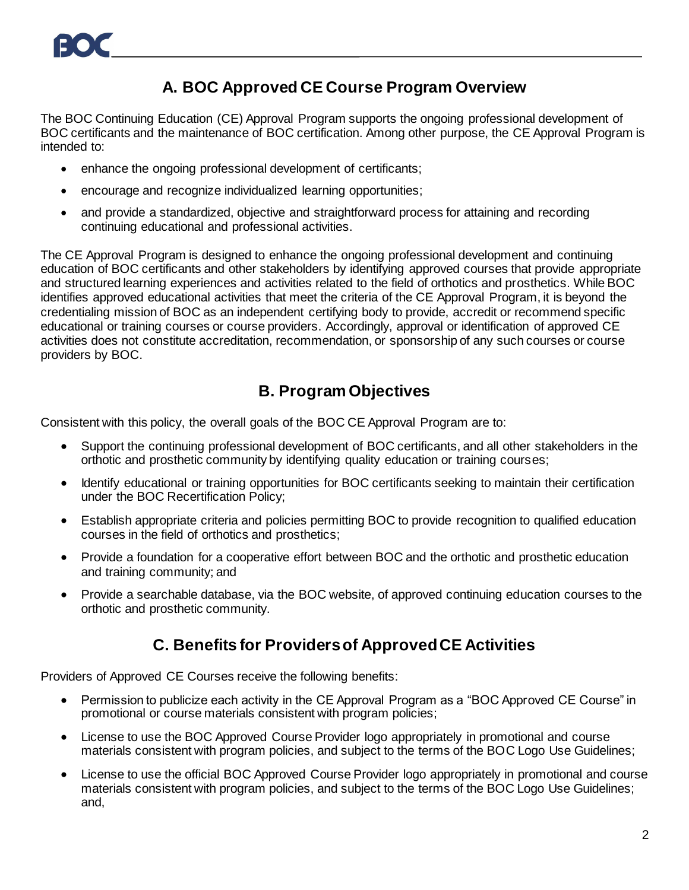## A. BOC Approved CE Course Program Overview

The BOC Continuing Education (CE) Approval Program supports the ongoing professional development of BOC certificants and the maintenance of BOC certification. Among other purpose, the CE Approval Program is intended to:

- enhance the ongoing professional development of certificants;
- encourage and recognize individualized learning opportunities;
- and provide a standardized, objective and straightforward process for attaining and recording continuing educational and professional activities.

The CE Approval Program is designed to enhance the ongoing professional development and continuing education of BOC certificants and other stakeholders by identifying approved courses that provide appropriate and structured learning experiences and activities related to the field of orthotics and prosthetics. While BOC identifies approved educational activities that meet the criteria of the CE Approval Program, it is beyond the credentialing mission of BOC as an independent certifying body to provide, accredit or recommend specific educational or training courses or course providers. Accordingly, approval or identification of approved CE activities does not constitute accreditation, recommendation, or sponsorship of any such courses or course providers by BOC.

## B. Program Objectives

Consistent with this policy, the overall goals of the BOC CE Approval Program are to:

- Support the continuing professional development of BOC certificants, and all other stakeholders in the orthotic and prosthetic community by identifying quality education or training courses;
- Identify educational or training opportunities for BOC certificants seeking to maintain their certification under the BOC Recertification Policy;
- Establish appropriate criteria and policies permitting BOC to provide recognition to qualified education courses in the field of orthotics and prosthetics;
- Provide a foundation for a cooperative effort between BOC and the orthotic and prosthetic education and training community; and
- Provide a searchable database, via the BOC website, of approved continuing education courses to the orthotic and prosthetic community.

## C. Benefits for Providers of Approved CE Activities

Providers of Approved CE Courses receive the following benefits:

- Permission to publicize each activity in the CE Approval Program as a "BOC Approved CE Course" in promotional or course materials consistent with program policies;
- License to use the BOC Approved Course Provider logo appropriately in promotional and course materials consistent with program policies, and subject to the terms of the BOC Logo Use Guidelines;
- License to use the official BOC Approved Course Provider logo appropriately in promotional and course materials consistent with program policies, and subject to the terms of the BOC Logo Use Guidelines; and,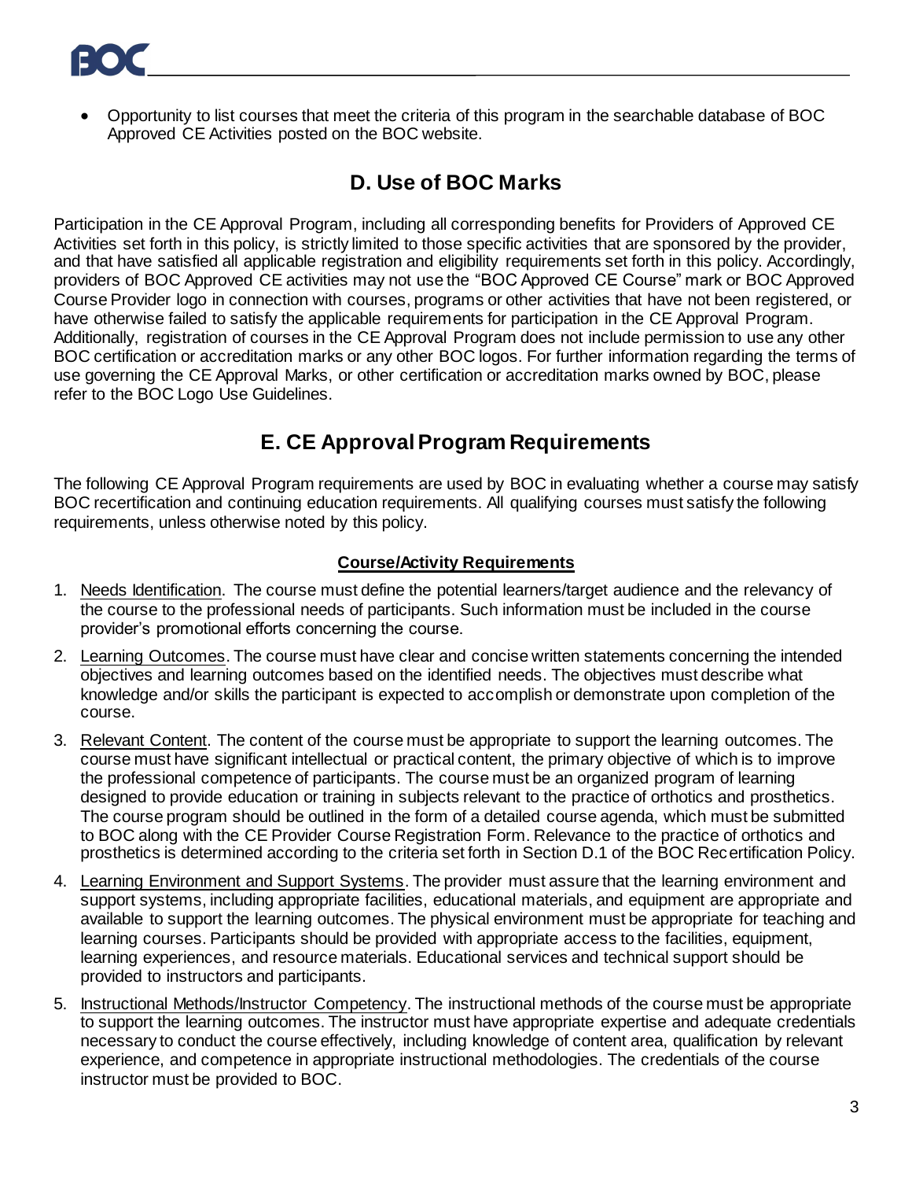- Opportunity to list courses that meet the criteria of this program in the searchable database of BOC Approved CE Activities posted on the BOC website.

## D. Use of BOC Marks

Participation in the CE Approval Program, including all corresponding benefits for Providers of Approved CE Activities set forth in this policy, is strictly limited to those specific activities that are sponsored by the provider, and that have satisfied all applicable registration and eligibility requirements set forth in this policy. Accordingly, providers of BOC Approved CE activities may not use the "BOC Approved CE Course" mark or BOC Approved Course Provider logo in connection with courses, programs or other activities that have not been registered, or have otherwise failed to satisfy the applicable requirements for participation in the CE Approval Program. Additionally, registration of courses in the CE Approval Program does not include permission to use any other BOC certification or accreditation marks or any other BOC logos. For further information regarding the terms of use governing the CE Approval Marks, or other certification or accreditation marks owned by BOC, please refer to the BOC Logo Use Guidelines.

## E. CE Approval Program Requirements

The following CE Approval Program requirements are used by BOC in evaluating whether a course may satisfy BOC recertification and continuing education requirements. All qualifying courses must satisfy the following requirements, unless otherwise noted by this policy.

**Course/Activity Requirements**

1. Needs Identification. The course must define the potential learners/target audience and the relevancy of the course to the professional needs of participants. Such information must be included in the course provider's promotional efforts concerning the course.
2. Learning Outcomes. The course must have clear and concise written statements concerning the intended objectives and learning outcomes based on the identified needs. The objectives must describe what knowledge and/or skills the participant is expected to accomplish or demonstrate upon completion of the course.
3. Relevant Content. The content of the course must be appropriate to support the learning outcomes. The course must have significant intellectual or practical content, the primary objective of which is to improve the professional competence of participants. The course must be an organized program of learning designed to provide education or training in subjects relevant to the practice of orthotics and prosthetics. The course program should be outlined in the form of a detailed course agenda, which must be submitted to BOC along with the CE Provider Course Registration Form. Relevance to the practice of orthotics and prosthetics is determined according to the criteria set forth in Section D.1 of the BOC Recertification Policy.
4. Learning Environment and Support Systems. The provider must assure that the learning environment and support systems, including appropriate facilities, educational materials, and equipment are appropriate and available to support the learning outcomes. The physical environment must be appropriate for teaching and learning courses. Participants should be provided with appropriate access to the facilities, equipment, learning experiences, and resource materials. Educational services and technical support should be provided to instructors and participants.
5. Instructional Methods/Instructor Competency. The instructional methods of the course must be appropriate to support the learning outcomes. The instructor must have appropriate expertise and adequate credentials necessary to conduct the course effectively, including knowledge of content area, qualification by relevant experience, and competence in appropriate instructional methodologies. The credentials of the course instructor must be provided to BOC.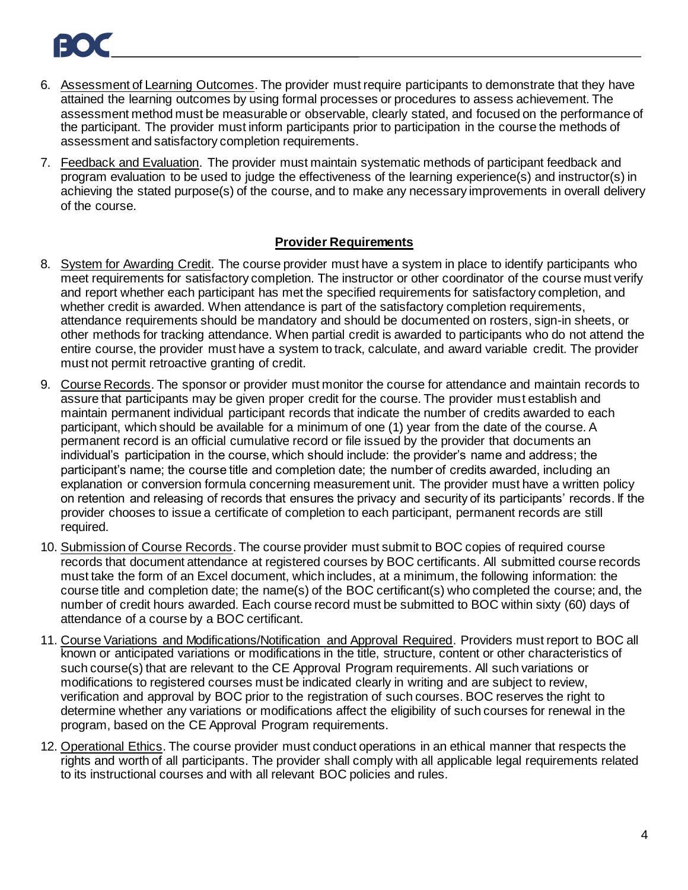6. Assessment of Learning Outcomes. The provider must require participants to demonstrate that they have attained the learning outcomes by using formal processes or procedures to assess achievement. The assessment method must be measurable or observable, clearly stated, and focused on the performance of the participant. The provider must inform participants prior to participation in the course the methods of assessment and satisfactory completion requirements.

7. Feedback and Evaluation. The provider must maintain systematic methods of participant feedback and program evaluation to be used to judge the effectiveness of the learning experience(s) and instructor(s) in achieving the stated purpose(s) of the course, and to make any necessary improvements in overall delivery of the course.

## Provider Requirements

8. System for Awarding Credit. The course provider must have a system in place to identify participants who meet requirements for satisfactory completion. The instructor or other coordinator of the course must verify and report whether each participant has met the specified requirements for satisfactory completion, and whether credit is awarded. When attendance is part of the satisfactory completion requirements, attendance requirements should be mandatory and should be documented on rosters, sign-in sheets, or other methods for tracking attendance. When partial credit is awarded to participants who do not attend the entire course, the provider must have a system to track, calculate, and award variable credit. The provider must not permit retroactive granting of credit.

9. Course Records. The sponsor or provider must monitor the course for attendance and maintain records to assure that participants may be given proper credit for the course. The provider must establish and maintain permanent individual participant records that indicate the number of credits awarded to each participant, which should be available for a minimum of one (1) year from the date of the course. A permanent record is an official cumulative record or file issued by the provider that documents an individual's participation in the course, which should include: the provider's name and address; the participant's name; the course title and completion date; the number of credits awarded, including an explanation or conversion formula concerning measurement unit. The provider must have a written policy on retention and releasing of records that ensures the privacy and security of its participants' records. If the provider chooses to issue a certificate of completion to each participant, permanent records are still required.

10. Submission of Course Records. The course provider must submit to BOC copies of required course records that document attendance at registered courses by BOC certificants. All submitted course records must take the form of an Excel document, which includes, at a minimum, the following information: the course title and completion date; the name(s) of the BOC certificant(s) who completed the course; and, the number of credit hours awarded. Each course record must be submitted to BOC within sixty (60) days of attendance of a course by a BOC certificant.

11. Course Variations and Modifications/Notification and Approval Required. Providers must report to BOC all known or anticipated variations or modifications in the title, structure, content or other characteristics of such course(s) that are relevant to the CE Approval Program requirements. All such variations or modifications to registered courses must be indicated clearly in writing and are subject to review, verification and approval by BOC prior to the registration of such courses. BOC reserves the right to determine whether any variations or modifications affect the eligibility of such courses for renewal in the program, based on the CE Approval Program requirements.

12. Operational Ethics. The course provider must conduct operations in an ethical manner that respects the rights and worth of all participants. The provider shall comply with all applicable legal requirements related to its instructional courses and with all relevant BOC policies and rules.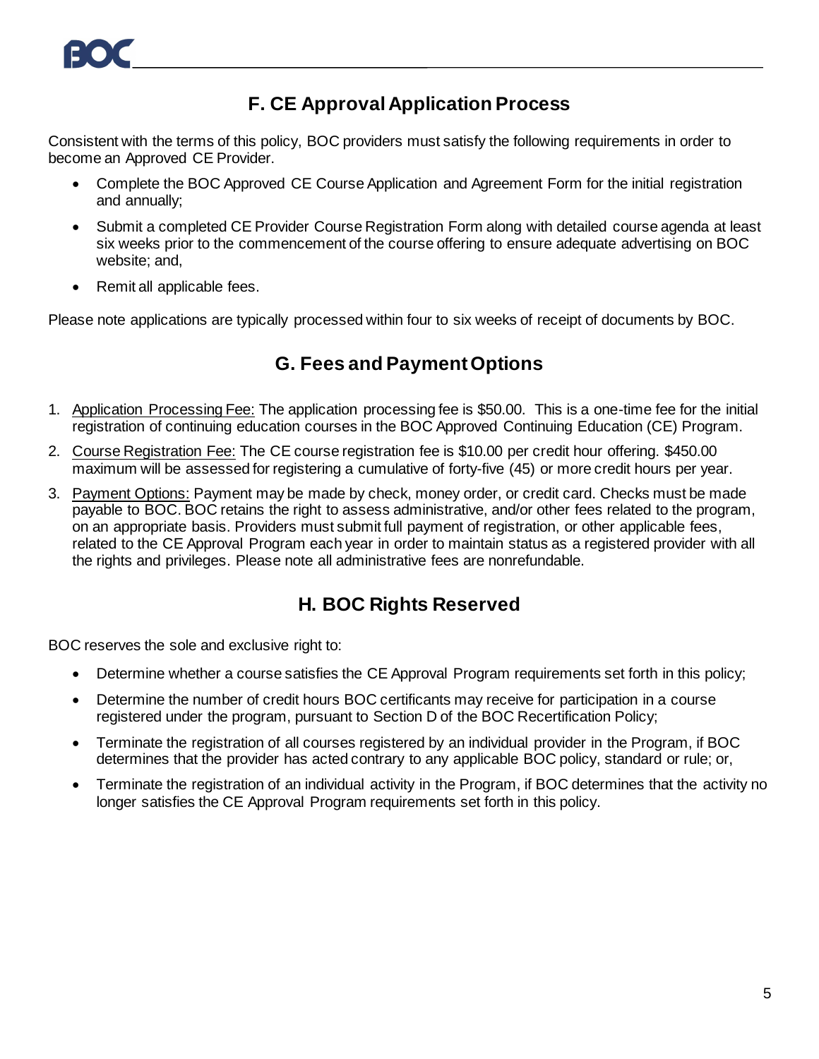## F. CE Approval Application Process

Consistent with the terms of this policy, BOC providers must satisfy the following requirements in order to become an Approved CE Provider.

- Complete the BOC Approved CE Course Application and Agreement Form for the initial registration and annually;
- Submit a completed CE Provider Course Registration Form along with detailed course agenda at least six weeks prior to the commencement of the course offering to ensure adequate advertising on BOC website; and,
- Remit all applicable fees.

Please note applications are typically processed within four to six weeks of receipt of documents by BOC.

## G. Fees and Payment Options

1. Application Processing Fee: The application processing fee is $50.00. This is a one-time fee for the initial registration of continuing education courses in the BOC Approved Continuing Education (CE) Program.
2. Course Registration Fee: The CE course registration fee is $10.00 per credit hour offering. $450.00 maximum will be assessed for registering a cumulative of forty-five (45) or more credit hours per year.
3. Payment Options: Payment may be made by check, money order, or credit card. Checks must be made payable to BOC. BOC retains the right to assess administrative, and/or other fees related to the program, on an appropriate basis. Providers must submit full payment of registration, or other applicable fees, related to the CE Approval Program each year in order to maintain status as a registered provider with all the rights and privileges. Please note all administrative fees are nonrefundable.

## H. BOC Rights Reserved

BOC reserves the sole and exclusive right to:

- Determine whether a course satisfies the CE Approval Program requirements set forth in this policy;
- Determine the number of credit hours BOC certificants may receive for participation in a course registered under the program, pursuant to Section D of the BOC Recertification Policy;
- Terminate the registration of all courses registered by an individual provider in the Program, if BOC determines that the provider has acted contrary to any applicable BOC policy, standard or rule; or,
- Terminate the registration of an individual activity in the Program, if BOC determines that the activity no longer satisfies the CE Approval Program requirements set forth in this policy.